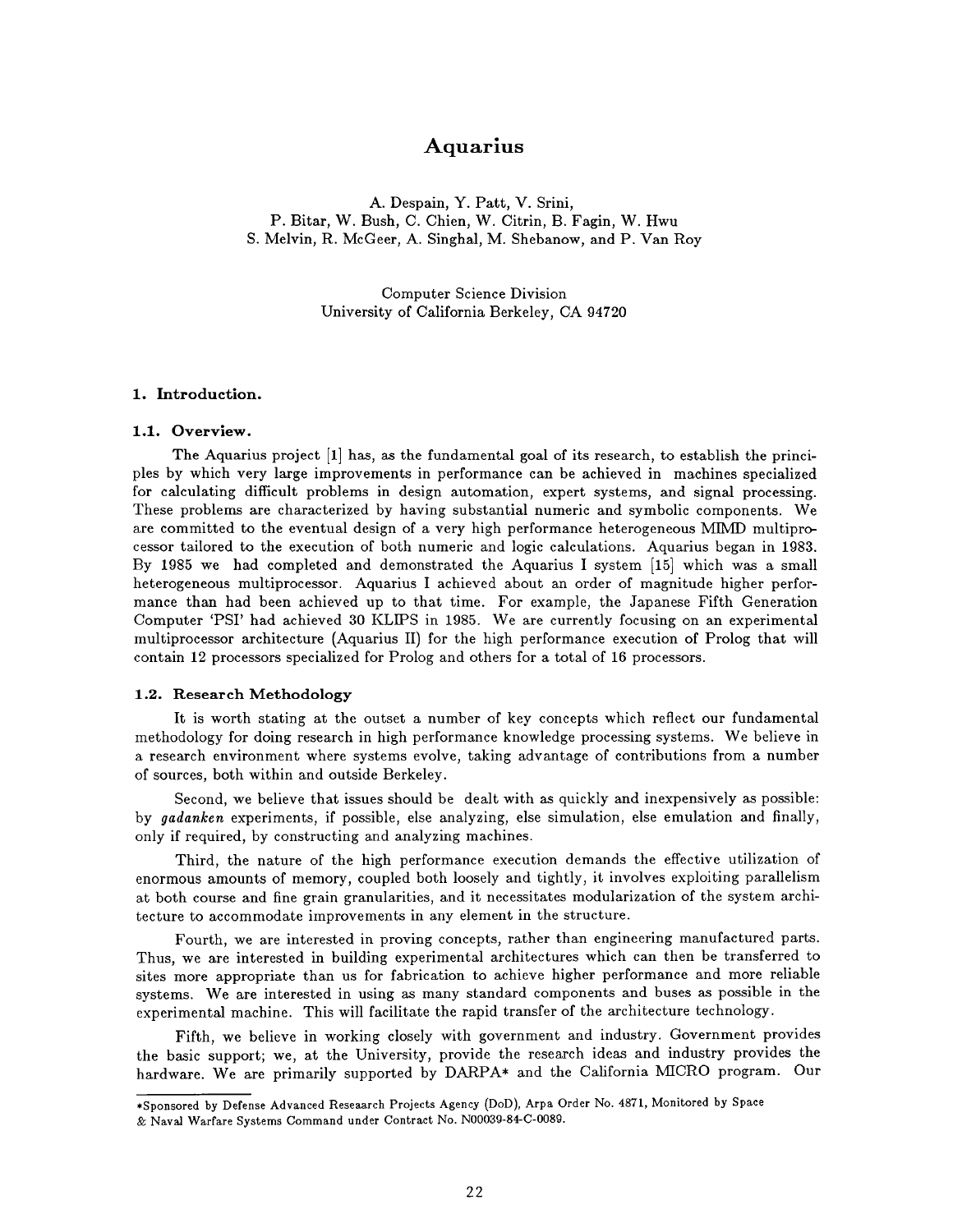# Aquarius

A. Despain, Y. Patt, V. Srini,
P. Bitar, W. Bush, C. Chien, W. Citrin, B. Fagin, W. Hwu
S. Melvin, R. McGeer, A. Singhal, M. Shebanow, and P. Van Roy

Computer Science Division
University of California Berkeley, CA 94720

## 1. Introduction.

### 1.1. Overview.

The Aquarius project [1] has, as the fundamental goal of its research, to establish the principles by which very large improvements in performance can be achieved in machines specialized for calculating difficult problems in design automation, expert systems, and signal processing. These problems are characterized by having substantial numeric and symbolic components. We are committed to the eventual design of a very high performance heterogeneous MIMD multiprocessor tailored to the execution of both numeric and logic calculations. Aquarius began in 1983. By 1985 we had completed and demonstrated the Aquarius I system [15] which was a small heterogeneous multiprocessor. Aquarius I achieved about an order of magnitude higher performance than had been achieved up to that time. For example, the Japanese Fifth Generation Computer 'PSI' had achieved 30 KLIPS in 1985. We are currently focusing on an experimental multiprocessor architecture (Aquarius II) for the high performance execution of Prolog that will contain 12 processors specialized for Prolog and others for a total of 16 processors.

### 1.2. Research Methodology

It is worth stating at the outset a number of key concepts which reflect our fundamental methodology for doing research in high performance knowledge processing systems. We believe in a research environment where systems evolve, taking advantage of contributions from a number of sources, both within and outside Berkeley.

Second, we believe that issues should be dealt with as quickly and inexpensively as possible: by *gadanken* experiments, if possible, else analyzing, else simulation, else emulation and finally, only if required, by constructing and analyzing machines.

Third, the nature of the high performance execution demands the effective utilization of enormous amounts of memory, coupled both loosely and tightly, it involves exploiting parallelism at both course and fine grain granularities, and it necessitates modularization of the system architecture to accommodate improvements in any element in the structure.

Fourth, we are interested in proving concepts, rather than engineering manufactured parts. Thus, we are interested in building experimental architectures which can then be transferred to sites more appropriate than us for fabrication to achieve higher performance and more reliable systems. We are interested in using as many standard components and buses as possible in the experimental machine. This will facilitate the rapid transfer of the architecture technology.

Fifth, we believe in working closely with government and industry. Government provides the basic support; we, at the University, provide the research ideas and industry provides the hardware. We are primarily supported by DARPA* and the California MICRO program. Our

*Sponsored by Defense Advanced Reseaarch Projects Agency (DoD), Arpa Order No. 4871, Monitored by Space & Naval Warfare Systems Command under Contract No. N00039-84-C-0089.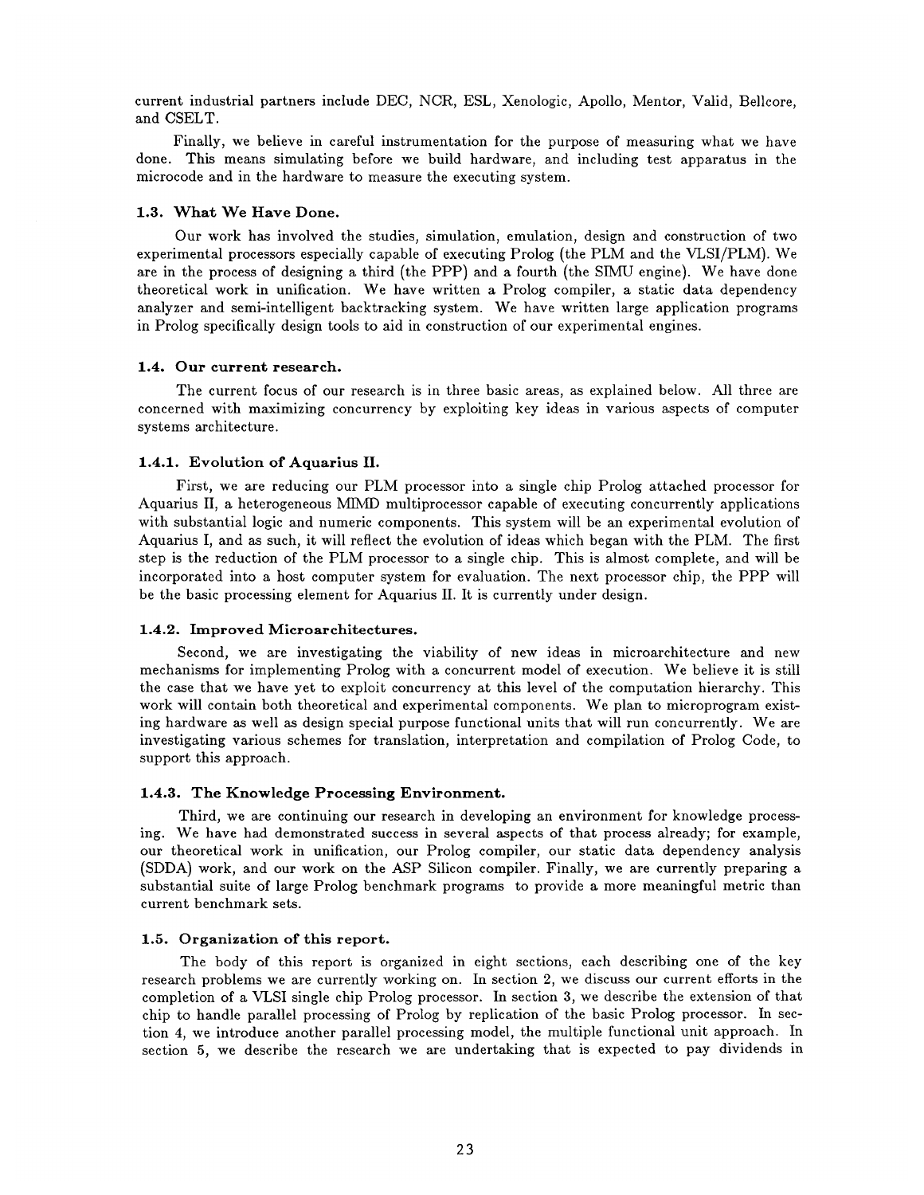current industrial partners include DEC, NCR, ESL, Xenologic, Apollo, Mentor, Valid, Bellcore, and CSELT.

Finally, we believe in careful instrumentation for the purpose of measuring what we have done. This means simulating before we build hardware, and including test apparatus in the microcode and in the hardware to measure the executing system.

### 1.3. What We Have Done.

Our work has involved the studies, simulation, emulation, design and construction of two experimental processors especially capable of executing Prolog (the PLM and the VLSI/PLM). We are in the process of designing a third (the PPP) and a fourth (the SIMU engine). We have done theoretical work in unification. We have written a Prolog compiler, a static data dependency analyzer and semi-intelligent backtracking system. We have written large application programs in Prolog specifically design tools to aid in construction of our experimental engines.

### 1.4. Our current research.

The current focus of our research is in three basic areas, as explained below. All three are concerned with maximizing concurrency by exploiting key ideas in various aspects of computer systems architecture.

#### 1.4.1. Evolution of Aquarius II.

First, we are reducing our PLM processor into a single chip Prolog attached processor for Aquarius II, a heterogeneous MIMD multiprocessor capable of executing concurrently applications with substantial logic and numeric components. This system will be an experimental evolution of Aquarius I, and as such, it will reflect the evolution of ideas which began with the PLM. The first step is the reduction of the PLM processor to a single chip. This is almost complete, and will be incorporated into a host computer system for evaluation. The next processor chip, the PPP will be the basic processing element for Aquarius II. It is currently under design.

#### 1.4.2. Improved Microarchitectures.

Second, we are investigating the viability of new ideas in microarchitecture and new mechanisms for implementing Prolog with a concurrent model of execution. We believe it is still the case that we have yet to exploit concurrency at this level of the computation hierarchy. This work will contain both theoretical and experimental components. We plan to microprogram existing hardware as well as design special purpose functional units that will run concurrently. We are investigating various schemes for translation, interpretation and compilation of Prolog Code, to support this approach.

#### 1.4.3. The Knowledge Processing Environment.

Third, we are continuing our research in developing an environment for knowledge processing. We have had demonstrated success in several aspects of that process already; for example, our theoretical work in unification, our Prolog compiler, our static data dependency analysis (SDDA) work, and our work on the ASP Silicon compiler. Finally, we are currently preparing a substantial suite of large Prolog benchmark programs to provide a more meaningful metric than current benchmark sets.

### 1.5. Organization of this report.

The body of this report is organized in eight sections, each describing one of the key research problems we are currently working on. In section 2, we discuss our current efforts in the completion of a VLSI single chip Prolog processor. In section 3, we describe the extension of that chip to handle parallel processing of Prolog by replication of the basic Prolog processor. In section 4, we introduce another parallel processing model, the multiple functional unit approach. In section 5, we describe the research we are undertaking that is expected to pay dividends in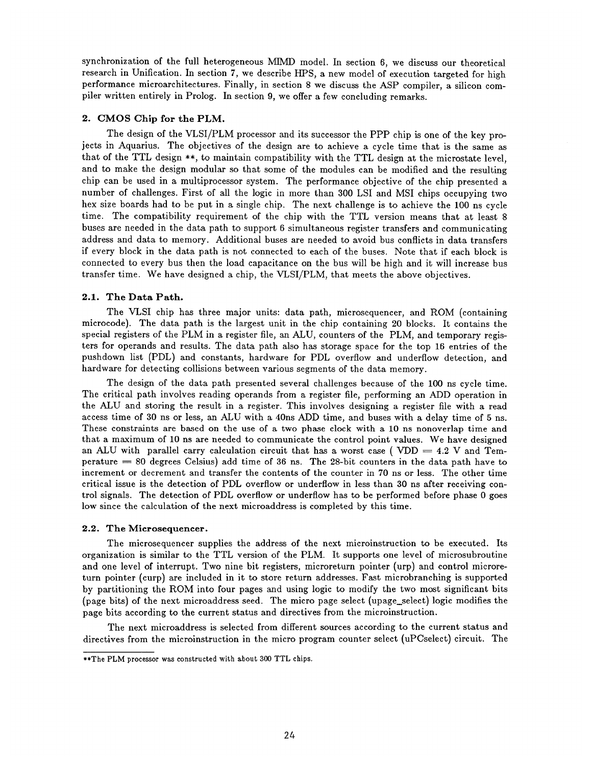synchronization of the full heterogeneous MIMD model. In section 6, we discuss our theoretical research in Unification. In section 7, we describe HPS, a new model of execution targeted for high performance microarchitectures. Finally, in section 8 we discuss the ASP compiler, a silicon compiler written entirely in Prolog. In section 9, we offer a few concluding remarks.

## 2. CMOS Chip for the PLM.

The design of the VLSI/PLM processor and its successor the PPP chip is one of the key projects in Aquarius. The objectives of the design are to achieve a cycle time that is the same as that of the TTL design **, to maintain compatibility with the TTL design at the microstate level, and to make the design modular so that some of the modules can be modified and the resulting chip can be used in a multiprocessor system. The performance objective of the chip presented a number of challenges. First of all the logic in more than 300 LSI and MSI chips occupying two hex size boards had to be put in a single chip. The next challenge is to achieve the 100 ns cycle time. The compatibility requirement of the chip with the TTL version means that at least 8 buses are needed in the data path to support 6 simultaneous register transfers and communicating address and data to memory. Additional buses are needed to avoid bus conflicts in data transfers if every block in the data path is not connected to each of the buses. Note that if each block is connected to every bus then the load capacitance on the bus will be high and it will increase bus transfer time. We have designed a chip, the VLSI/PLM, that meets the above objectives.

### 2.1. The Data Path.

The VLSI chip has three major units: data path, microsequencer, and ROM (containing microcode). The data path is the largest unit in the chip containing 20 blocks. It contains the special registers of the PLM in a register file, an ALU, counters of the PLM, and temporary registers for operands and results. The data path also has storage space for the top 16 entries of the pushdown list (PDL) and constants, hardware for PDL overflow and underflow detection, and hardware for detecting collisions between various segments of the data memory.

The design of the data path presented several challenges because of the 100 ns cycle time. The critical path involves reading operands from a register file, performing an ADD operation in the ALU and storing the result in a register. This involves designing a register file with a read access time of 30 ns or less, an ALU with a 40ns ADD time, and buses with a delay time of 5 ns. These constraints are based on the use of a two phase clock with a 10 ns nonoverlap time and that a maximum of 10 ns are needed to communicate the control point values. We have designed an ALU with parallel carry calculation circuit that has a worst case ( VDD = 4.2 V and Temperature = 80 degrees Celsius) add time of 36 ns. The 28-bit counters in the data path have to increment or decrement and transfer the contents of the counter in 70 ns or less. The other time critical issue is the detection of PDL overflow or underflow in less than 30 ns after receiving control signals. The detection of PDL overflow or underflow has to be performed before phase 0 goes low since the calculation of the next microaddress is completed by this time.

### 2.2. The Microsequencer.

The microsequencer supplies the address of the next microinstruction to be executed. Its organization is similar to the TTL version of the PLM. It supports one level of microsubroutine and one level of interrupt. Two nine bit registers, microreturn pointer (urp) and control microreturn pointer (curp) are included in it to store return addresses. Fast microbranching is supported by partitioning the ROM into four pages and using logic to modify the two most significant bits (page bits) of the next microaddress seed. The micro page select (upage_select) logic modifies the page bits according to the current status and directives from the microinstruction.

The next microaddress is selected from different sources according to the current status and directives from the microinstruction in the micro program counter select (uPCselect) circuit. The

---

**The PLM processor was constructed with about 300 TTL chips.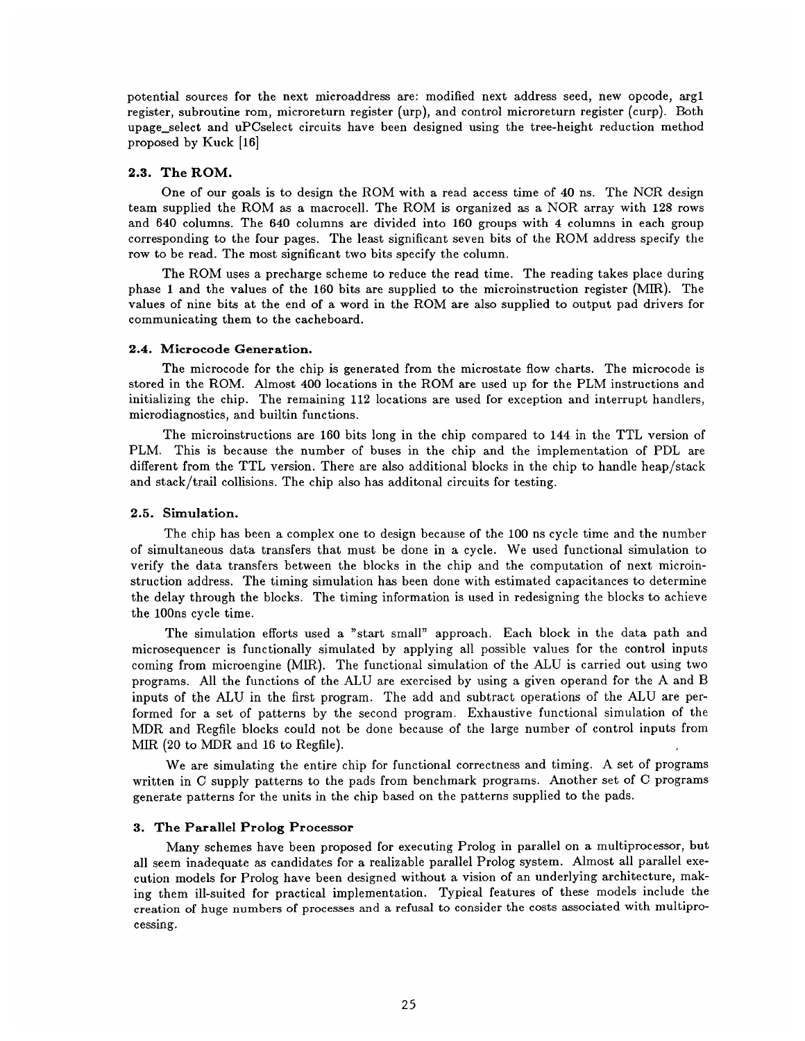potential sources for the next microaddress are: modified next address seed, new opcode, arg1 register, subroutine rom, microreturn register (urp), and control microreturn register (curp). Both upage_select and uPCselect circuits have been designed using the tree-height reduction method proposed by Kuck [16]

### 2.3. The ROM.

One of our goals is to design the ROM with a read access time of 40 ns. The NCR design team supplied the ROM as a macrocell. The ROM is organized as a NOR array with 128 rows and 640 columns. The 640 columns are divided into 160 groups with 4 columns in each group corresponding to the four pages. The least significant seven bits of the ROM address specify the row to be read. The most significant two bits specify the column.

The ROM uses a precharge scheme to reduce the read time. The reading takes place during phase 1 and the values of the 160 bits are supplied to the microinstruction register (MIR). The values of nine bits at the end of a word in the ROM are also supplied to output pad drivers for communicating them to the cacheboard.

### 2.4. Microcode Generation.

The microcode for the chip is generated from the microstate flow charts. The microcode is stored in the ROM. Almost 400 locations in the ROM are used up for the PLM instructions and initializing the chip. The remaining 112 locations are used for exception and interrupt handlers, microdiagnostics, and builtin functions.

The microinstructions are 160 bits long in the chip compared to 144 in the TTL version of PLM. This is because the number of buses in the chip and the implementation of PDL are different from the TTL version. There are also additional blocks in the chip to handle heap/stack and stack/trail collisions. The chip also has additonal circuits for testing.

### 2.5. Simulation.

The chip has been a complex one to design because of the 100 ns cycle time and the number of simultaneous data transfers that must be done in a cycle. We used functional simulation to verify the data transfers between the blocks in the chip and the computation of next microinstruction address. The timing simulation has been done with estimated capacitances to determine the delay through the blocks. The timing information is used in redesigning the blocks to achieve the 100ns cycle time.

The simulation efforts used a "start small" approach. Each block in the data path and microsequencer is functionally simulated by applying all possible values for the control inputs coming from microengine (MIR). The functional simulation of the ALU is carried out using two programs. All the functions of the ALU are exercised by using a given operand for the A and B inputs of the ALU in the first program. The add and subtract operations of the ALU are performed for a set of patterns by the second program. Exhaustive functional simulation of the MDR and Regfile blocks could not be done because of the large number of control inputs from MIR (20 to MDR and 16 to Regfile).

We are simulating the entire chip for functional correctness and timing. A set of programs written in C supply patterns to the pads from benchmark programs. Another set of C programs generate patterns for the units in the chip based on the patterns supplied to the pads.

## 3. The Parallel Prolog Processor

Many schemes have been proposed for executing Prolog in parallel on a multiprocessor, but all seem inadequate as candidates for a realizable parallel Prolog system. Almost all parallel execution models for Prolog have been designed without a vision of an underlying architecture, making them ill-suited for practical implementation. Typical features of these models include the creation of huge numbers of processes and a refusal to consider the costs associated with multiprocessing.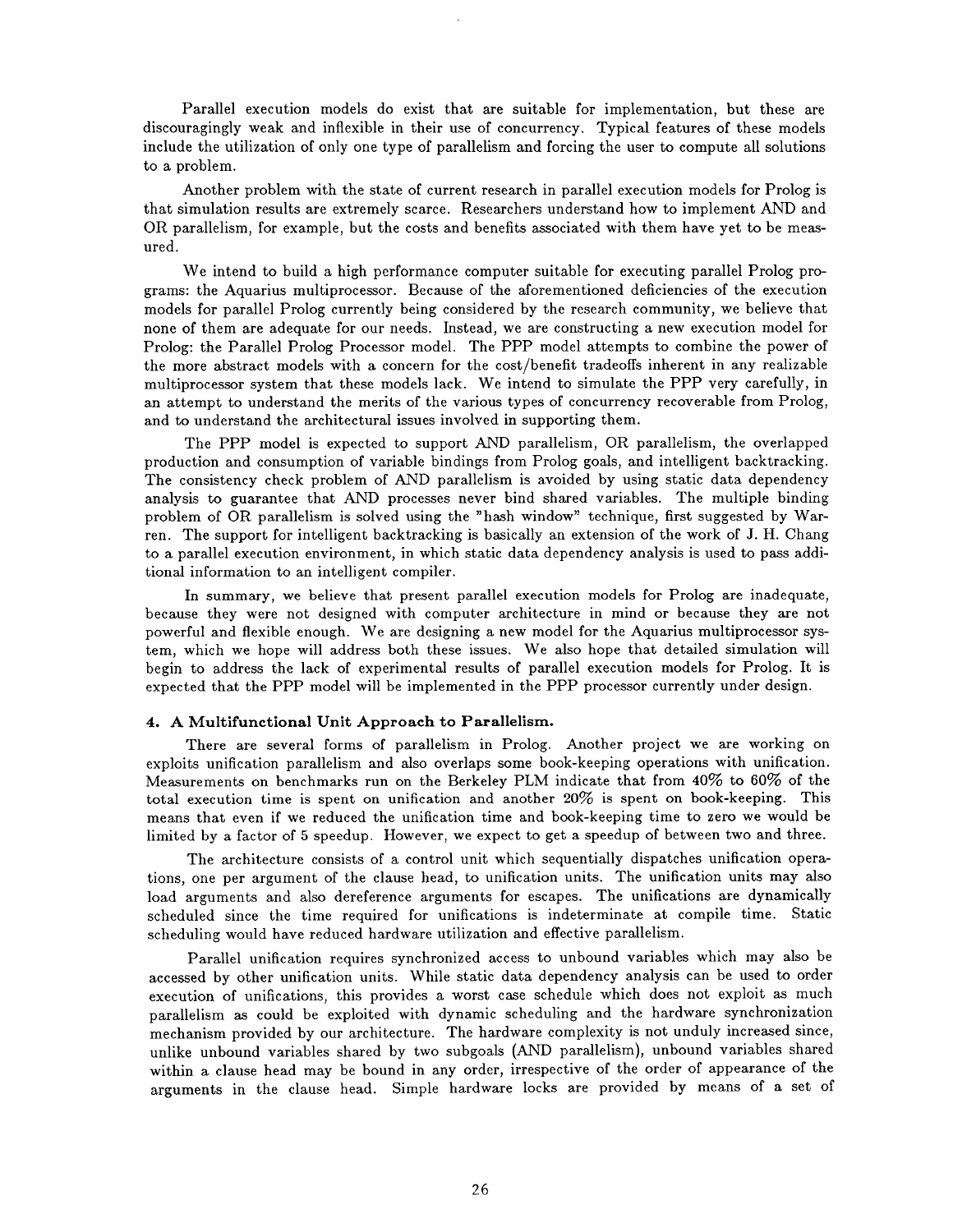Parallel execution models do exist that are suitable for implementation, but these are discouragingly weak and inflexible in their use of concurrency. Typical features of these models include the utilization of only one type of parallelism and forcing the user to compute all solutions to a problem.

Another problem with the state of current research in parallel execution models for Prolog is that simulation results are extremely scarce. Researchers understand how to implement AND and OR parallelism, for example, but the costs and benefits associated with them have yet to be measured.

We intend to build a high performance computer suitable for executing parallel Prolog programs: the Aquarius multiprocessor. Because of the aforementioned deficiencies of the execution models for parallel Prolog currently being considered by the research community, we believe that none of them are adequate for our needs. Instead, we are constructing a new execution model for Prolog: the Parallel Prolog Processor model. The PPP model attempts to combine the power of the more abstract models with a concern for the cost/benefit tradeoffs inherent in any realizable multiprocessor system that these models lack. We intend to simulate the PPP very carefully, in an attempt to understand the merits of the various types of concurrency recoverable from Prolog, and to understand the architectural issues involved in supporting them.

The PPP model is expected to support AND parallelism, OR parallelism, the overlapped production and consumption of variable bindings from Prolog goals, and intelligent backtracking. The consistency check problem of AND parallelism is avoided by using static data dependency analysis to guarantee that AND processes never bind shared variables. The multiple binding problem of OR parallelism is solved using the "hash window" technique, first suggested by Warren. The support for intelligent backtracking is basically an extension of the work of J. H. Chang to a parallel execution environment, in which static data dependency analysis is used to pass additional information to an intelligent compiler.

In summary, we believe that present parallel execution models for Prolog are inadequate, because they were not designed with computer architecture in mind or because they are not powerful and flexible enough. We are designing a new model for the Aquarius multiprocessor system, which we hope will address both these issues. We also hope that detailed simulation will begin to address the lack of experimental results of parallel execution models for Prolog. It is expected that the PPP model will be implemented in the PPP processor currently under design.

## 4. A Multifunctional Unit Approach to Parallelism.

There are several forms of parallelism in Prolog. Another project we are working on exploits unification parallelism and also overlaps some book-keeping operations with unification. Measurements on benchmarks run on the Berkeley PLM indicate that from 40% to 60% of the total execution time is spent on unification and another 20% is spent on book-keeping. This means that even if we reduced the unification time and book-keeping time to zero we would be limited by a factor of 5 speedup. However, we expect to get a speedup of between two and three.

The architecture consists of a control unit which sequentially dispatches unification operations, one per argument of the clause head, to unification units. The unification units may also load arguments and also dereference arguments for escapes. The unifications are dynamically scheduled since the time required for unifications is indeterminate at compile time. Static scheduling would have reduced hardware utilization and effective parallelism.

Parallel unification requires synchronized access to unbound variables which may also be accessed by other unification units. While static data dependency analysis can be used to order execution of unifications, this provides a worst case schedule which does not exploit as much parallelism as could be exploited with dynamic scheduling and the hardware synchronization mechanism provided by our architecture. The hardware complexity is not unduly increased since, unlike unbound variables shared by two subgoals (AND parallelism), unbound variables shared within a clause head may be bound in any order, irrespective of the order of appearance of the arguments in the clause head. Simple hardware locks are provided by means of a set of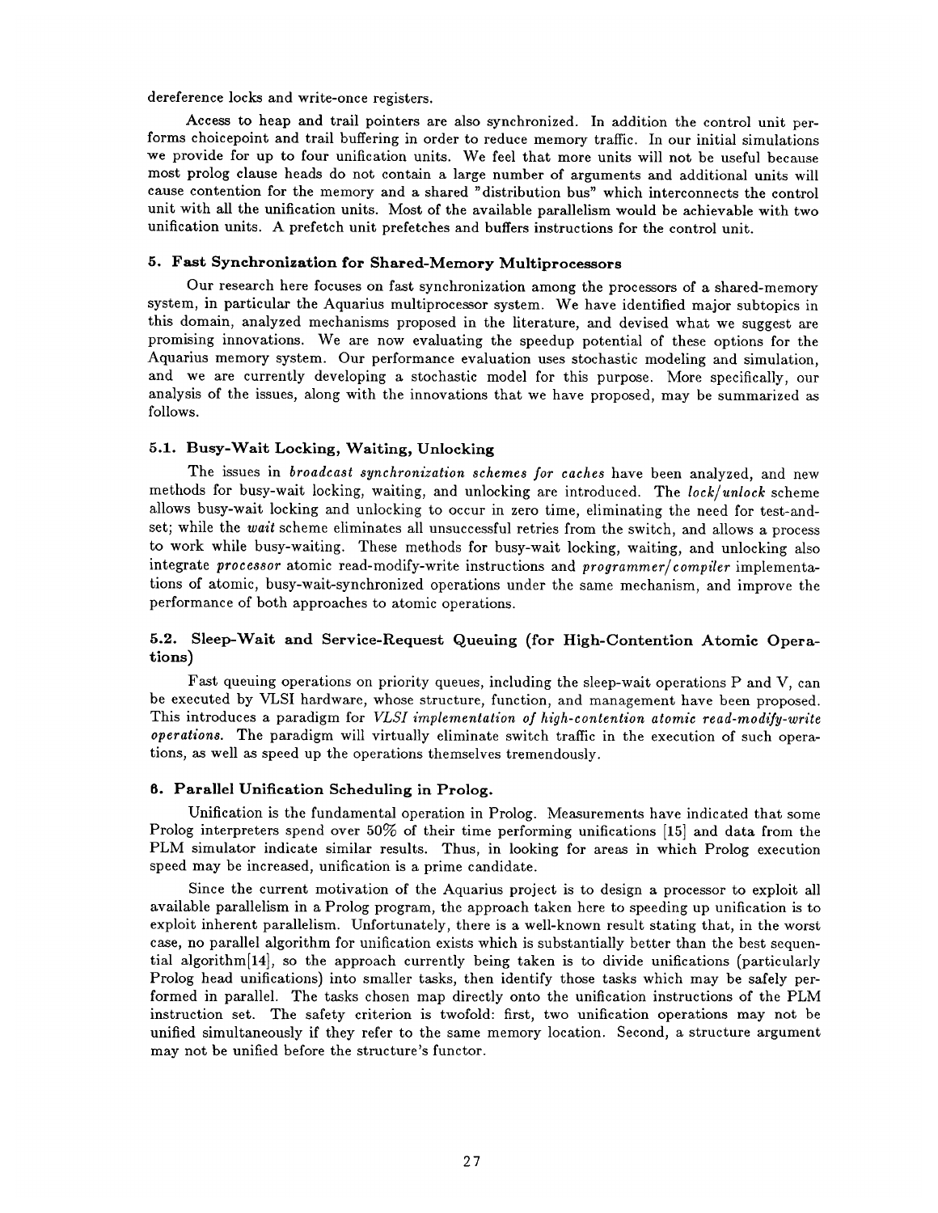dereference locks and write-once registers.

Access to heap and trail pointers are also synchronized. In addition the control unit performs choicepoint and trail buffering in order to reduce memory traffic. In our initial simulations we provide for up to four unification units. We feel that more units will not be useful because most prolog clause heads do not contain a large number of arguments and additional units will cause contention for the memory and a shared "distribution bus" which interconnects the control unit with all the unification units. Most of the available parallelism would be achievable with two unification units. A prefetch unit prefetches and buffers instructions for the control unit.

## 5. Fast Synchronization for Shared-Memory Multiprocessors

Our research here focuses on fast synchronization among the processors of a shared-memory system, in particular the Aquarius multiprocessor system. We have identified major subtopics in this domain, analyzed mechanisms proposed in the literature, and devised what we suggest are promising innovations. We are now evaluating the speedup potential of these options for the Aquarius memory system. Our performance evaluation uses stochastic modeling and simulation, and we are currently developing a stochastic model for this purpose. More specifically, our analysis of the issues, along with the innovations that we have proposed, may be summarized as follows.

### 5.1. Busy-Wait Locking, Waiting, Unlocking

The issues in *broadcast synchronization schemes for caches* have been analyzed, and new methods for busy-wait locking, waiting, and unlocking are introduced. The *lock/unlock* scheme allows busy-wait locking and unlocking to occur in zero time, eliminating the need for test-and-set; while the *wait* scheme eliminates all unsuccessful retries from the switch, and allows a process to work while busy-waiting. These methods for busy-wait locking, waiting, and unlocking also integrate *processor* atomic read-modify-write instructions and *programmer/compiler* implementations of atomic, busy-wait-synchronized operations under the same mechanism, and improve the performance of both approaches to atomic operations.

### 5.2. Sleep-Wait and Service-Request Queuing (for High-Contention Atomic Operations)

Fast queuing operations on priority queues, including the sleep-wait operations P and V, can be executed by VLSI hardware, whose structure, function, and management have been proposed. This introduces a paradigm for *VLSI implementation of high-contention atomic read-modify-write operations*. The paradigm will virtually eliminate switch traffic in the execution of such operations, as well as speed up the operations themselves tremendously.

## 6. Parallel Unification Scheduling in Prolog.

Unification is the fundamental operation in Prolog. Measurements have indicated that some Prolog interpreters spend over 50% of their time performing unifications [15] and data from the PLM simulator indicate similar results. Thus, in looking for areas in which Prolog execution speed may be increased, unification is a prime candidate.

Since the current motivation of the Aquarius project is to design a processor to exploit all available parallelism in a Prolog program, the approach taken here to speeding up unification is to exploit inherent parallelism. Unfortunately, there is a well-known result stating that, in the worst case, no parallel algorithm for unification exists which is substantially better than the best sequential algorithm[14], so the approach currently being taken is to divide unifications (particularly Prolog head unifications) into smaller tasks, then identify those tasks which may be safely performed in parallel. The tasks chosen map directly onto the unification instructions of the PLM instruction set. The safety criterion is twofold: first, two unification operations may not be unified simultaneously if they refer to the same memory location. Second, a structure argument may not be unified before the structure's functor.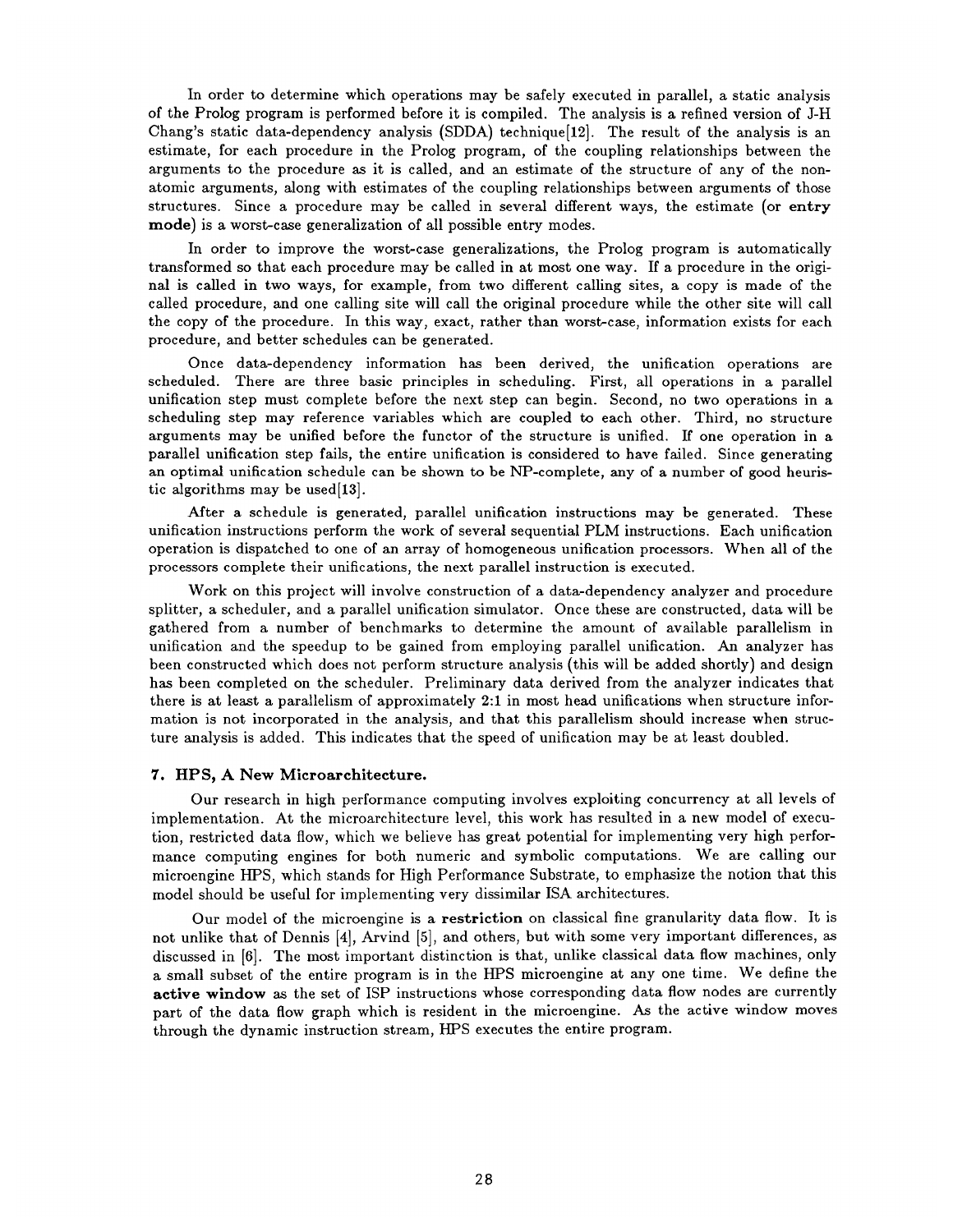In order to determine which operations may be safely executed in parallel, a static analysis of the Prolog program is performed before it is compiled. The analysis is a refined version of J-H Chang's static data-dependency analysis (SDDA) technique[12]. The result of the analysis is an estimate, for each procedure in the Prolog program, of the coupling relationships between the arguments to the procedure as it is called, and an estimate of the structure of any of the non-atomic arguments, along with estimates of the coupling relationships between arguments of those structures. Since a procedure may be called in several different ways, the estimate (or **entry mode**) is a worst-case generalization of all possible entry modes.

In order to improve the worst-case generalizations, the Prolog program is automatically transformed so that each procedure may be called in at most one way. If a procedure in the original is called in two ways, for example, from two different calling sites, a copy is made of the called procedure, and one calling site will call the original procedure while the other site will call the copy of the procedure. In this way, exact, rather than worst-case, information exists for each procedure, and better schedules can be generated.

Once data-dependency information has been derived, the unification operations are scheduled. There are three basic principles in scheduling. First, all operations in a parallel unification step must complete before the next step can begin. Second, no two operations in a scheduling step may reference variables which are coupled to each other. Third, no structure arguments may be unified before the functor of the structure is unified. If one operation in a parallel unification step fails, the entire unification is considered to have failed. Since generating an optimal unification schedule can be shown to be NP-complete, any of a number of good heuristic algorithms may be used[13].

After a schedule is generated, parallel unification instructions may be generated. These unification instructions perform the work of several sequential PLM instructions. Each unification operation is dispatched to one of an array of homogeneous unification processors. When all of the processors complete their unifications, the next parallel instruction is executed.

Work on this project will involve construction of a data-dependency analyzer and procedure splitter, a scheduler, and a parallel unification simulator. Once these are constructed, data will be gathered from a number of benchmarks to determine the amount of available parallelism in unification and the speedup to be gained from employing parallel unification. An analyzer has been constructed which does not perform structure analysis (this will be added shortly) and design has been completed on the scheduler. Preliminary data derived from the analyzer indicates that there is at least a parallelism of approximately 2:1 in most head unifications when structure information is not incorporated in the analysis, and that this parallelism should increase when structure analysis is added. This indicates that the speed of unification may be at least doubled.

## 7. HPS, A New Microarchitecture.

Our research in high performance computing involves exploiting concurrency at all levels of implementation. At the microarchitecture level, this work has resulted in a new model of execution, restricted data flow, which we believe has great potential for implementing very high performance computing engines for both numeric and symbolic computations. We are calling our microengine HPS, which stands for High Performance Substrate, to emphasize the notion that this model should be useful for implementing very dissimilar ISA architectures.

Our model of the microengine is a **restriction** on classical fine granularity data flow. It is not unlike that of Dennis [4], Arvind [5], and others, but with some very important differences, as discussed in [6]. The most important distinction is that, unlike classical data flow machines, only a small subset of the entire program is in the HPS microengine at any one time. We define the **active window** as the set of ISP instructions whose corresponding data flow nodes are currently part of the data flow graph which is resident in the microengine. As the active window moves through the dynamic instruction stream, HPS executes the entire program.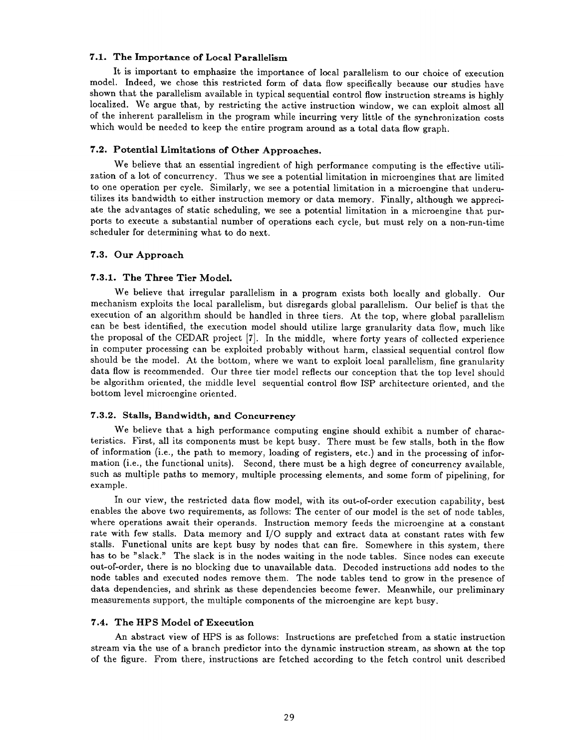### 7.1. The Importance of Local Parallelism

It is important to emphasize the importance of local parallelism to our choice of execution model. Indeed, we chose this restricted form of data flow specifically because our studies have shown that the parallelism available in typical sequential control flow instruction streams is highly localized. We argue that, by restricting the active instruction window, we can exploit almost all of the inherent parallelism in the program while incurring very little of the synchronization costs which would be needed to keep the entire program around as a total data flow graph.

### 7.2. Potential Limitations of Other Approaches.

We believe that an essential ingredient of high performance computing is the effective utilization of a lot of concurrency. Thus we see a potential limitation in microengines that are limited to one operation per cycle. Similarly, we see a potential limitation in a microengine that underutilizes its bandwidth to either instruction memory or data memory. Finally, although we appreciate the advantages of static scheduling, we see a potential limitation in a microengine that purports to execute a substantial number of operations each cycle, but must rely on a non-run-time scheduler for determining what to do next.

### 7.3. Our Approach

#### 7.3.1. The Three Tier Model.

We believe that irregular parallelism in a program exists both locally and globally. Our mechanism exploits the local parallelism, but disregards global parallelism. Our belief is that the execution of an algorithm should be handled in three tiers. At the top, where global parallelism can be best identified, the execution model should utilize large granularity data flow, much like the proposal of the CEDAR project [7]. In the middle, where forty years of collected experience in computer processing can be exploited probably without harm, classical sequential control flow should be the model. At the bottom, where we want to exploit local parallelism, fine granularity data flow is recommended. Our three tier model reflects our conception that the top level should be algorithm oriented, the middle level sequential control flow ISP architecture oriented, and the bottom level microengine oriented.

#### 7.3.2. Stalls, Bandwidth, and Concurrency

We believe that a high performance computing engine should exhibit a number of characteristics. First, all its components must be kept busy. There must be few stalls, both in the flow of information (i.e., the path to memory, loading of registers, etc.) and in the processing of information (i.e., the functional units). Second, there must be a high degree of concurrency available, such as multiple paths to memory, multiple processing elements, and some form of pipelining, for example.

In our view, the restricted data flow model, with its out-of-order execution capability, best enables the above two requirements, as follows: The center of our model is the set of node tables, where operations await their operands. Instruction memory feeds the microengine at a constant rate with few stalls. Data memory and I/O supply and extract data at constant rates with few stalls. Functional units are kept busy by nodes that can fire. Somewhere in this system, there has to be "slack." The slack is in the nodes waiting in the node tables. Since nodes can execute out-of-order, there is no blocking due to unavailable data. Decoded instructions add nodes to the node tables and executed nodes remove them. The node tables tend to grow in the presence of data dependencies, and shrink as these dependencies become fewer. Meanwhile, our preliminary measurements support, the multiple components of the microengine are kept busy.

### 7.4. The HPS Model of Execution

An abstract view of HPS is as follows: Instructions are prefetched from a static instruction stream via the use of a branch predictor into the dynamic instruction stream, as shown at the top of the figure. From there, instructions are fetched according to the fetch control unit described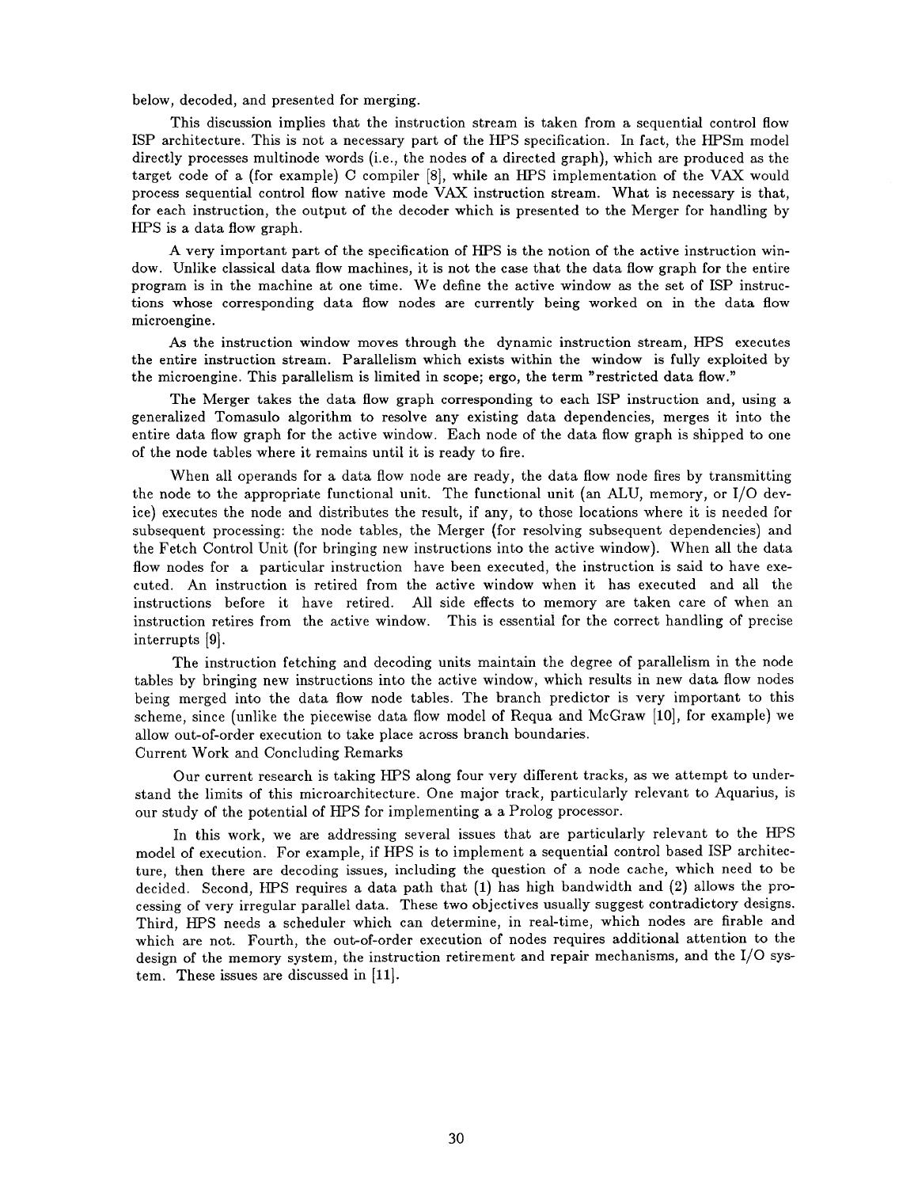below, decoded, and presented for merging.

This discussion implies that the instruction stream is taken from a sequential control flow ISP architecture. This is not a necessary part of the HPS specification. In fact, the HPSm model directly processes multinode words (i.e., the nodes of a directed graph), which are produced as the target code of a (for example) C compiler [8], while an HPS implementation of the VAX would process sequential control flow native mode VAX instruction stream. What is necessary is that, for each instruction, the output of the decoder which is presented to the Merger for handling by HPS is a data flow graph.

A very important part of the specification of HPS is the notion of the active instruction window. Unlike classical data flow machines, it is not the case that the data flow graph for the entire program is in the machine at one time. We define the active window as the set of ISP instructions whose corresponding data flow nodes are currently being worked on in the data flow microengine.

As the instruction window moves through the dynamic instruction stream, HPS executes the entire instruction stream. Parallelism which exists within the window is fully exploited by the microengine. This parallelism is limited in scope; ergo, the term "restricted data flow."

The Merger takes the data flow graph corresponding to each ISP instruction and, using a generalized Tomasulo algorithm to resolve any existing data dependencies, merges it into the entire data flow graph for the active window. Each node of the data flow graph is shipped to one of the node tables where it remains until it is ready to fire.

When all operands for a data flow node are ready, the data flow node fires by transmitting the node to the appropriate functional unit. The functional unit (an ALU, memory, or I/O device) executes the node and distributes the result, if any, to those locations where it is needed for subsequent processing: the node tables, the Merger (for resolving subsequent dependencies) and the Fetch Control Unit (for bringing new instructions into the active window). When all the data flow nodes for a particular instruction have been executed, the instruction is said to have executed. An instruction is retired from the active window when it has executed and all the instructions before it have retired. All side effects to memory are taken care of when an instruction retires from the active window. This is essential for the correct handling of precise interrupts [9].

The instruction fetching and decoding units maintain the degree of parallelism in the node tables by bringing new instructions into the active window, which results in new data flow nodes being merged into the data flow node tables. The branch predictor is very important to this scheme, since (unlike the piecewise data flow model of Requa and McGraw [10], for example) we allow out-of-order execution to take place across branch boundaries.

## Current Work and Concluding Remarks

Our current research is taking HPS along four very different tracks, as we attempt to understand the limits of this microarchitecture. One major track, particularly relevant to Aquarius, is our study of the potential of HPS for implementing a a Prolog processor.

In this work, we are addressing several issues that are particularly relevant to the HPS model of execution. For example, if HPS is to implement a sequential control based ISP architecture, then there are decoding issues, including the question of a node cache, which need to be decided. Second, HPS requires a data path that (1) has high bandwidth and (2) allows the processing of very irregular parallel data. These two objectives usually suggest contradictory designs. Third, HPS needs a scheduler which can determine, in real-time, which nodes are firable and which are not. Fourth, the out-of-order execution of nodes requires additional attention to the design of the memory system, the instruction retirement and repair mechanisms, and the I/O system. These issues are discussed in [11].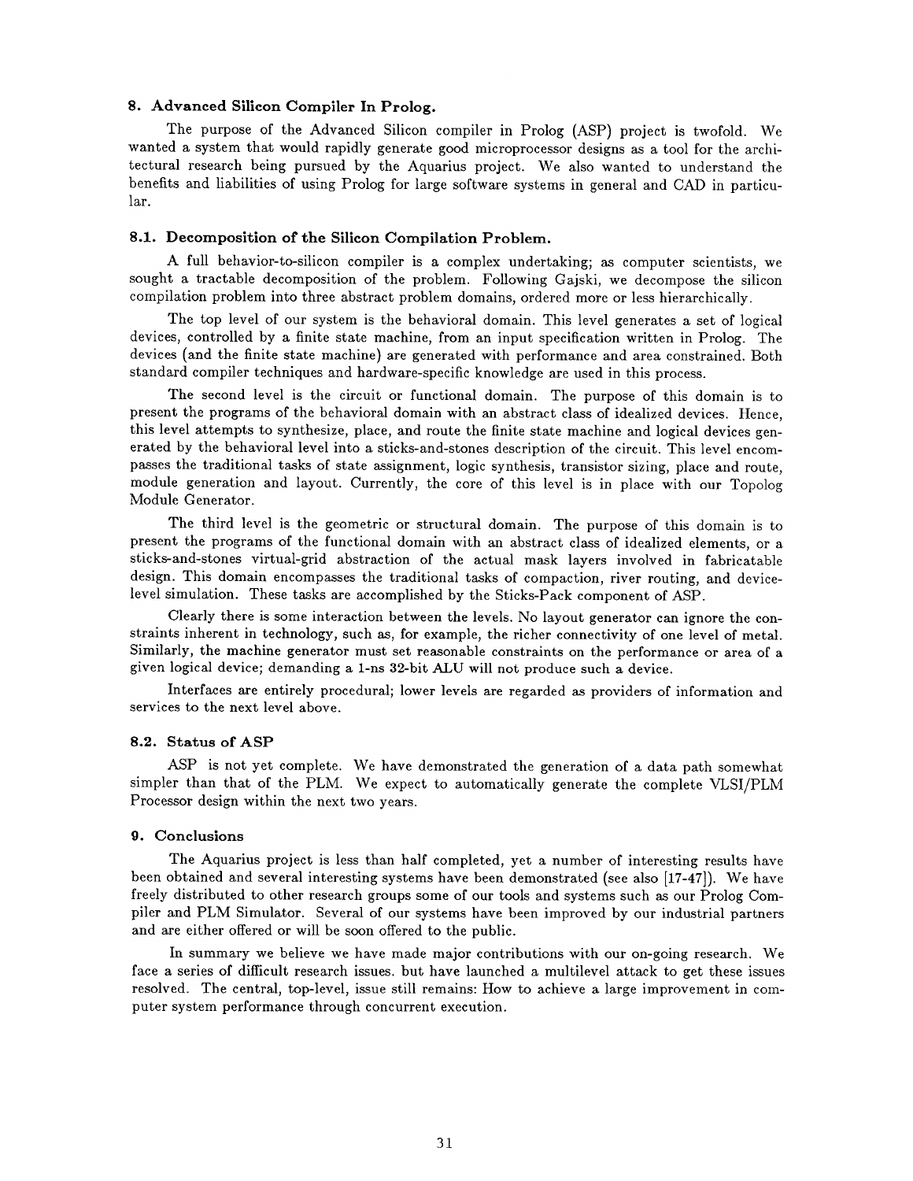## 8. Advanced Silicon Compiler In Prolog.

The purpose of the Advanced Silicon compiler in Prolog (ASP) project is twofold. We wanted a system that would rapidly generate good microprocessor designs as a tool for the architectural research being pursued by the Aquarius project. We also wanted to understand the benefits and liabilities of using Prolog for large software systems in general and CAD in particular.

### 8.1. Decomposition of the Silicon Compilation Problem.

A full behavior-to-silicon compiler is a complex undertaking; as computer scientists, we sought a tractable decomposition of the problem. Following Gajski, we decompose the silicon compilation problem into three abstract problem domains, ordered more or less hierarchically.

The top level of our system is the behavioral domain. This level generates a set of logical devices, controlled by a finite state machine, from an input specification written in Prolog. The devices (and the finite state machine) are generated with performance and area constrained. Both standard compiler techniques and hardware-specific knowledge are used in this process.

The second level is the circuit or functional domain. The purpose of this domain is to present the programs of the behavioral domain with an abstract class of idealized devices. Hence, this level attempts to synthesize, place, and route the finite state machine and logical devices generated by the behavioral level into a sticks-and-stones description of the circuit. This level encompasses the traditional tasks of state assignment, logic synthesis, transistor sizing, place and route, module generation and layout. Currently, the core of this level is in place with our Topolog Module Generator.

The third level is the geometric or structural domain. The purpose of this domain is to present the programs of the functional domain with an abstract class of idealized elements, or a sticks-and-stones virtual-grid abstraction of the actual mask layers involved in fabricatable design. This domain encompasses the traditional tasks of compaction, river routing, and device-level simulation. These tasks are accomplished by the Sticks-Pack component of ASP.

Clearly there is some interaction between the levels. No layout generator can ignore the constraints inherent in technology, such as, for example, the richer connectivity of one level of metal. Similarly, the machine generator must set reasonable constraints on the performance or area of a given logical device; demanding a 1-ns 32-bit ALU will not produce such a device.

Interfaces are entirely procedural; lower levels are regarded as providers of information and services to the next level above.

### 8.2. Status of ASP

ASP is not yet complete. We have demonstrated the generation of a data path somewhat simpler than that of the PLM. We expect to automatically generate the complete VLSI/PLM Processor design within the next two years.

## 9. Conclusions

The Aquarius project is less than half completed, yet a number of interesting results have been obtained and several interesting systems have been demonstrated (see also [17-47]). We have freely distributed to other research groups some of our tools and systems such as our Prolog Compiler and PLM Simulator. Several of our systems have been improved by our industrial partners and are either offered or will be soon offered to the public.

In summary we believe we have made major contributions with our on-going research. We face a series of difficult research issues. but have launched a multilevel attack to get these issues resolved. The central, top-level, issue still remains: How to achieve a large improvement in computer system performance through concurrent execution.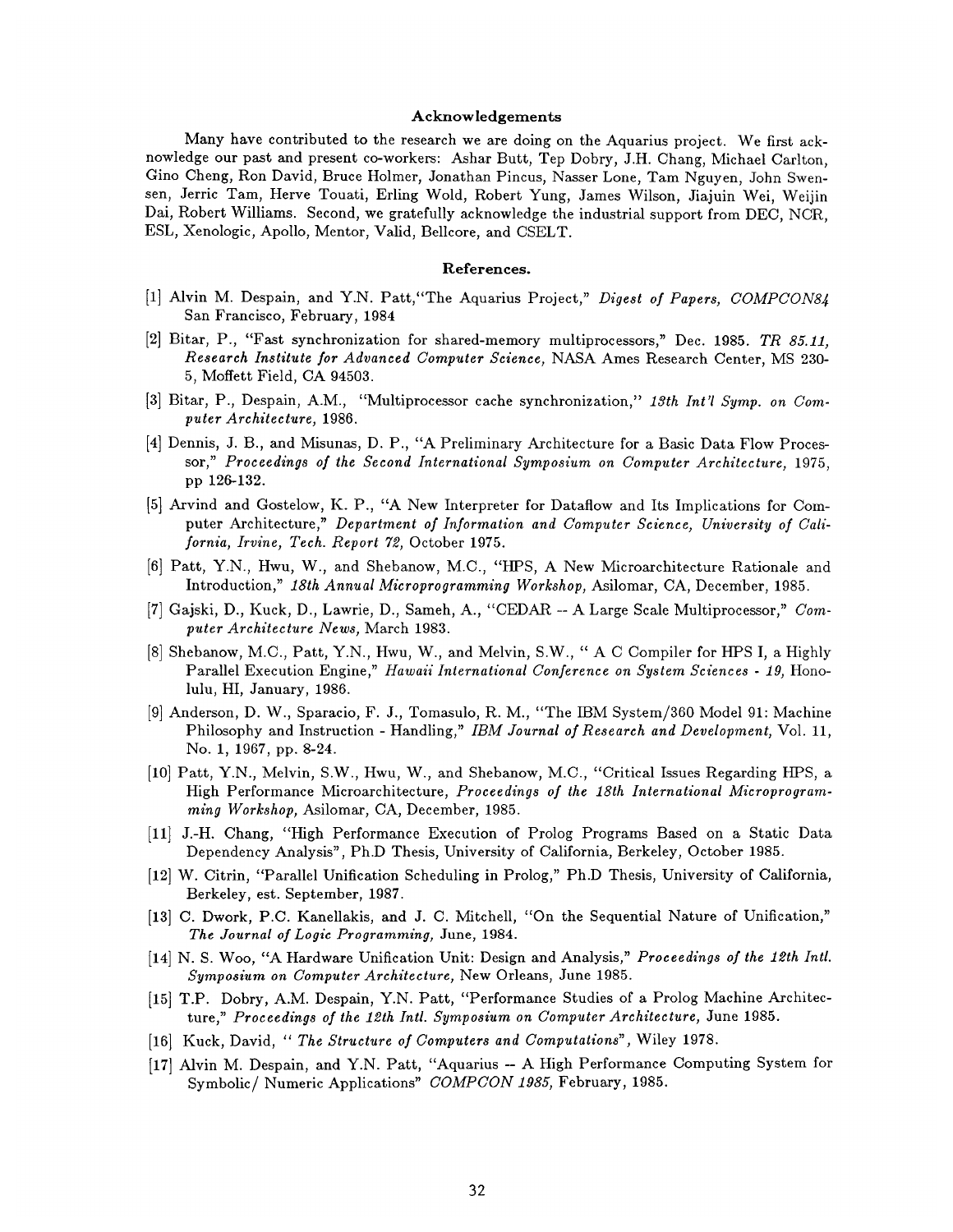### Acknowledgements

Many have contributed to the research we are doing on the Aquarius project. We first acknowledge our past and present co-workers: Ashar Butt, Tep Dobry, J.H. Chang, Michael Carlton, Gino Cheng, Ron David, Bruce Holmer, Jonathan Pincus, Nasser Lone, Tam Nguyen, John Swensen, Jerric Tam, Herve Touati, Erling Wold, Robert Yung, James Wilson, Jiajuin Wei, Weijin Dai, Robert Williams. Second, we gratefully acknowledge the industrial support from DEC, NCR, ESL, Xenologic, Apollo, Mentor, Valid, Bellcore, and CSELT.

### References.

[1] Alvin M. Despain, and Y.N. Patt,"The Aquarius Project," *Digest of Papers, COMPCON84* San Francisco, February, 1984

[2] Bitar, P., "Fast synchronization for shared-memory multiprocessors," Dec. 1985. *TR 85.11, Research Institute for Advanced Computer Science,* NASA Ames Research Center, MS 230-5, Moffett Field, CA 94503.

[3] Bitar, P., Despain, A.M., "Multiprocessor cache synchronization," *13th Int'l Symp. on Computer Architecture,* 1986.

[4] Dennis, J. B., and Misunas, D. P., "A Preliminary Architecture for a Basic Data Flow Processor," *Proceedings of the Second International Symposium on Computer Architecture,* 1975, pp 126-132.

[5] Arvind and Gostelow, K. P., "A New Interpreter for Dataflow and Its Implications for Computer Architecture," *Department of Information and Computer Science, University of California, Irvine, Tech. Report 72,* October 1975.

[6] Patt, Y.N., Hwu, W., and Shebanow, M.C., "HPS, A New Microarchitecture Rationale and Introduction," *18th Annual Microprogramming Workshop,* Asilomar, CA, December, 1985.

[7] Gajski, D., Kuck, D., Lawrie, D., Sameh, A., "CEDAR -- A Large Scale Multiprocessor," *Computer Architecture News,* March 1983.

[8] Shebanow, M.C., Patt, Y.N., Hwu, W., and Melvin, S.W., " A C Compiler for HPS I, a Highly Parallel Execution Engine," *Hawaii International Conference on System Sciences - 19,* Honolulu, HI, January, 1986.

[9] Anderson, D. W., Sparacio, F. J., Tomasulo, R. M., "The IBM System/360 Model 91: Machine Philosophy and Instruction - Handling," *IBM Journal of Research and Development,* Vol. 11, No. 1, 1967, pp. 8-24.

[10] Patt, Y.N., Melvin, S.W., Hwu, W., and Shebanow, M.C., "Critical Issues Regarding HPS, a High Performance Microarchitecture, *Proceedings of the 18th International Microprogramming Workshop,* Asilomar, CA, December, 1985.

[11] J.-H. Chang, "High Performance Execution of Prolog Programs Based on a Static Data Dependency Analysis", Ph.D Thesis, University of California, Berkeley, October 1985.

[12] W. Citrin, "Parallel Unification Scheduling in Prolog," Ph.D Thesis, University of California, Berkeley, est. September, 1987.

[13] C. Dwork, P.C. Kanellakis, and J. C. Mitchell, "On the Sequential Nature of Unification," *The Journal of Logic Programming,* June, 1984.

[14] N. S. Woo, "A Hardware Unification Unit: Design and Analysis," *Proceedings of the 12th Intl. Symposium on Computer Architecture,* New Orleans, June 1985.

[15] T.P. Dobry, A.M. Despain, Y.N. Patt, "Performance Studies of a Prolog Machine Architecture," *Proceedings of the 12th Intl. Symposium on Computer Architecture,* June 1985.

[16] Kuck, David, " *The Structure of Computers and Computations*", Wiley 1978.

[17] Alvin M. Despain, and Y.N. Patt, "Aquarius -- A High Performance Computing System for Symbolic/ Numeric Applications" *COMPCON 1985,* February, 1985.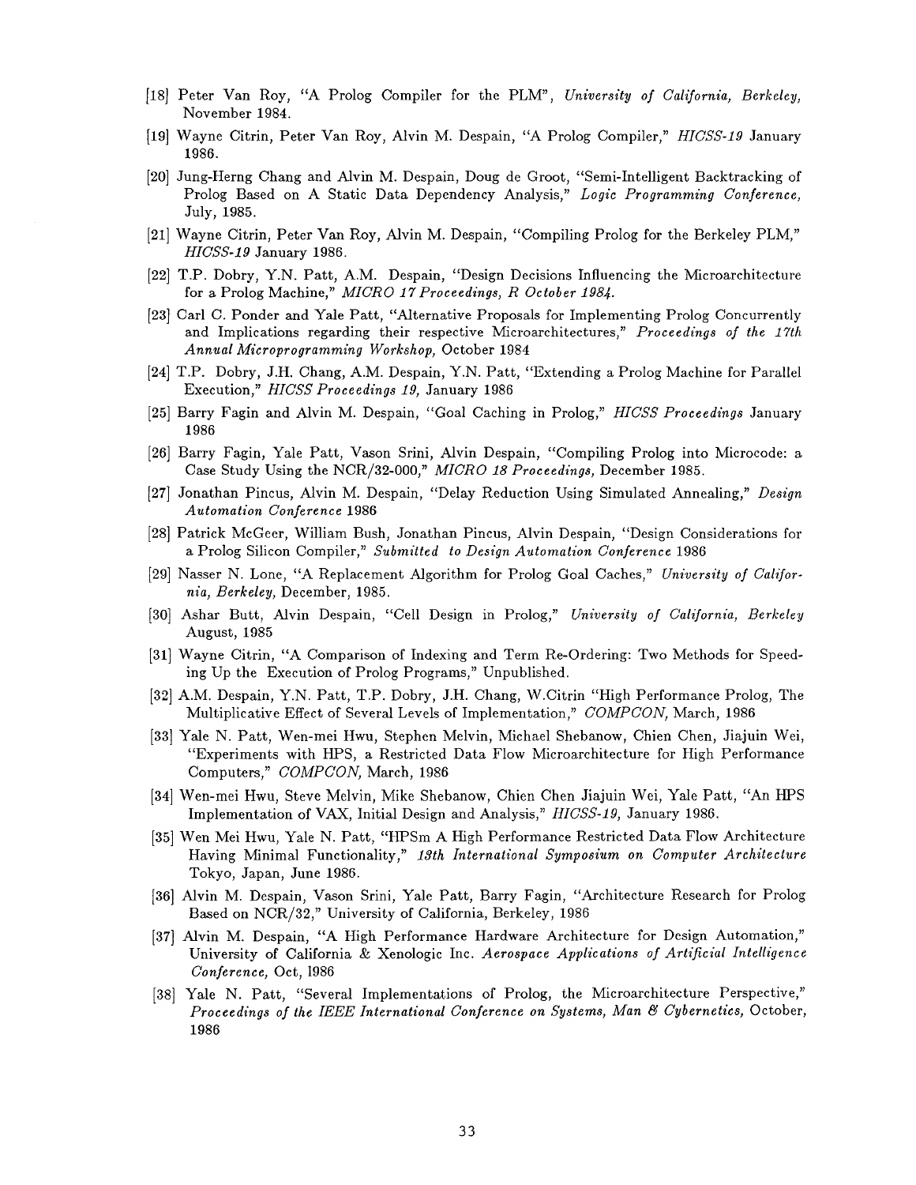[18] Peter Van Roy, "A Prolog Compiler for the PLM", *University of California, Berkeley,* November 1984.

[19] Wayne Citrin, Peter Van Roy, Alvin M. Despain, "A Prolog Compiler," *HICSS-19* January 1986.

[20] Jung-Herng Chang and Alvin M. Despain, Doug de Groot, "Semi-Intelligent Backtracking of Prolog Based on A Static Data Dependency Analysis," *Logic Programming Conference,* July, 1985.

[21] Wayne Citrin, Peter Van Roy, Alvin M. Despain, "Compiling Prolog for the Berkeley PLM," *HICSS-19* January 1986.

[22] T.P. Dobry, Y.N. Patt, A.M. Despain, "Design Decisions Influencing the Microarchitecture for a Prolog Machine," *MICRO 17 Proceedings, R October 1984.*

[23] Carl C. Ponder and Yale Patt, "Alternative Proposals for Implementing Prolog Concurrently and Implications regarding their respective Microarchitectures," *Proceedings of the 17th Annual Microprogramming Workshop,* October 1984

[24] T.P. Dobry, J.H. Chang, A.M. Despain, Y.N. Patt, "Extending a Prolog Machine for Parallel Execution," *HICSS Proceedings 19,* January 1986

[25] Barry Fagin and Alvin M. Despain, "Goal Caching in Prolog," *HICSS Proceedings* January 1986

[26] Barry Fagin, Yale Patt, Vason Srini, Alvin Despain, "Compiling Prolog into Microcode: a Case Study Using the NCR/32-000," *MICRO 18 Proceedings,* December 1985.

[27] Jonathan Pincus, Alvin M. Despain, "Delay Reduction Using Simulated Annealing," *Design Automation Conference* 1986

[28] Patrick McGeer, William Bush, Jonathan Pincus, Alvin Despain, "Design Considerations for a Prolog Silicon Compiler," *Submitted to Design Automation Conference* 1986

[29] Nasser N. Lone, "A Replacement Algorithm for Prolog Goal Caches," *University of California, Berkeley,* December, 1985.

[30] Ashar Butt, Alvin Despain, "Cell Design in Prolog," *University of California, Berkeley* August, 1985

[31] Wayne Citrin, "A Comparison of Indexing and Term Re-Ordering: Two Methods for Speeding Up the Execution of Prolog Programs," Unpublished.

[32] A.M. Despain, Y.N. Patt, T.P. Dobry, J.H. Chang, W.Citrin "High Performance Prolog, The Multiplicative Effect of Several Levels of Implementation," *COMPCON,* March, 1986

[33] Yale N. Patt, Wen-mei Hwu, Stephen Melvin, Michael Shebanow, Chien Chen, Jiajuin Wei, "Experiments with HPS, a Restricted Data Flow Microarchitecture for High Performance Computers," *COMPCON,* March, 1986

[34] Wen-mei Hwu, Steve Melvin, Mike Shebanow, Chien Chen Jiajuin Wei, Yale Patt, "An HPS Implementation of VAX, Initial Design and Analysis," *HICSS-19,* January 1986.

[35] Wen Mei Hwu, Yale N. Patt, "HPSm A High Performance Restricted Data Flow Architecture Having Minimal Functionality," *13th International Symposium on Computer Architecture* Tokyo, Japan, June 1986.

[36] Alvin M. Despain, Vason Srini, Yale Patt, Barry Fagin, "Architecture Research for Prolog Based on NCR/32," University of California, Berkeley, 1986

[37] Alvin M. Despain, "A High Performance Hardware Architecture for Design Automation," University of California & Xenologic Inc. *Aerospace Applications of Artificial Intelligence Conference,* Oct, 1986

[38] Yale N. Patt, "Several Implementations of Prolog, the Microarchitecture Perspective," *Proceedings of the IEEE International Conference on Systems, Man & Cybernetics,* October, 1986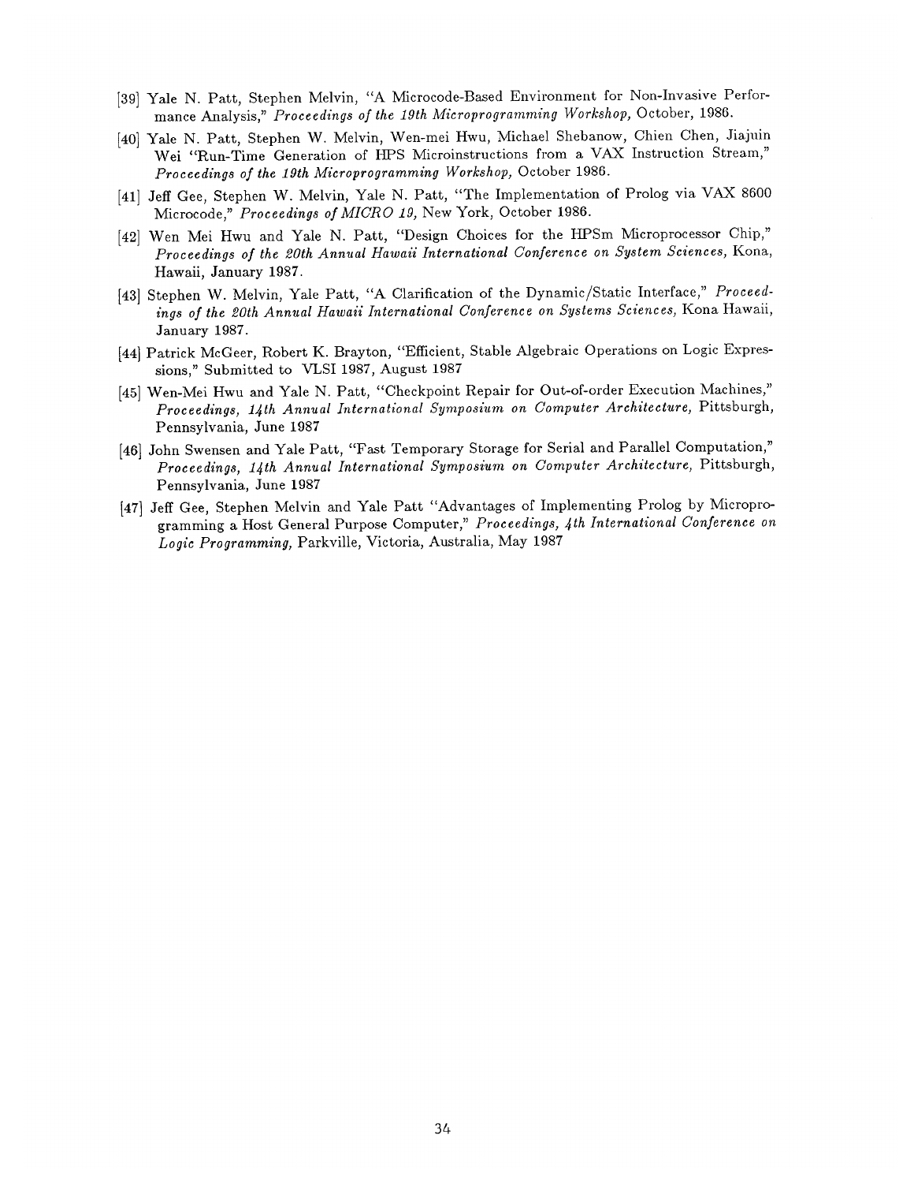[39] Yale N. Patt, Stephen Melvin, "A Microcode-Based Environment for Non-Invasive Performance Analysis," *Proceedings of the 19th Microprogramming Workshop,* October, 1986.

[40] Yale N. Patt, Stephen W. Melvin, Wen-mei Hwu, Michael Shebanow, Chien Chen, Jiajuin Wei "Run-Time Generation of HPS Microinstructions from a VAX Instruction Stream," *Proceedings of the 19th Microprogramming Workshop,* October 1986.

[41] Jeff Gee, Stephen W. Melvin, Yale N. Patt, "The Implementation of Prolog via VAX 8600 Microcode," *Proceedings of MICRO 19,* New York, October 1986.

[42] Wen Mei Hwu and Yale N. Patt, "Design Choices for the HPSm Microprocessor Chip," *Proceedings of the 20th Annual Hawaii International Conference on System Sciences,* Kona, Hawaii, January 1987.

[43] Stephen W. Melvin, Yale Patt, "A Clarification of the Dynamic/Static Interface," *Proceedings of the 20th Annual Hawaii International Conference on Systems Sciences,* Kona Hawaii, January 1987.

[44] Patrick McGeer, Robert K. Brayton, "Efficient, Stable Algebraic Operations on Logic Expressions," Submitted to VLSI 1987, August 1987

[45] Wen-Mei Hwu and Yale N. Patt, "Checkpoint Repair for Out-of-order Execution Machines," *Proceedings, 14th Annual International Symposium on Computer Architecture,* Pittsburgh, Pennsylvania, June 1987

[46] John Swensen and Yale Patt, "Fast Temporary Storage for Serial and Parallel Computation," *Proceedings, 14th Annual International Symposium on Computer Architecture,* Pittsburgh, Pennsylvania, June 1987

[47] Jeff Gee, Stephen Melvin and Yale Patt "Advantages of Implementing Prolog by Microprogramming a Host General Purpose Computer," *Proceedings, 4th International Conference on Logic Programming,* Parkville, Victoria, Australia, May 1987